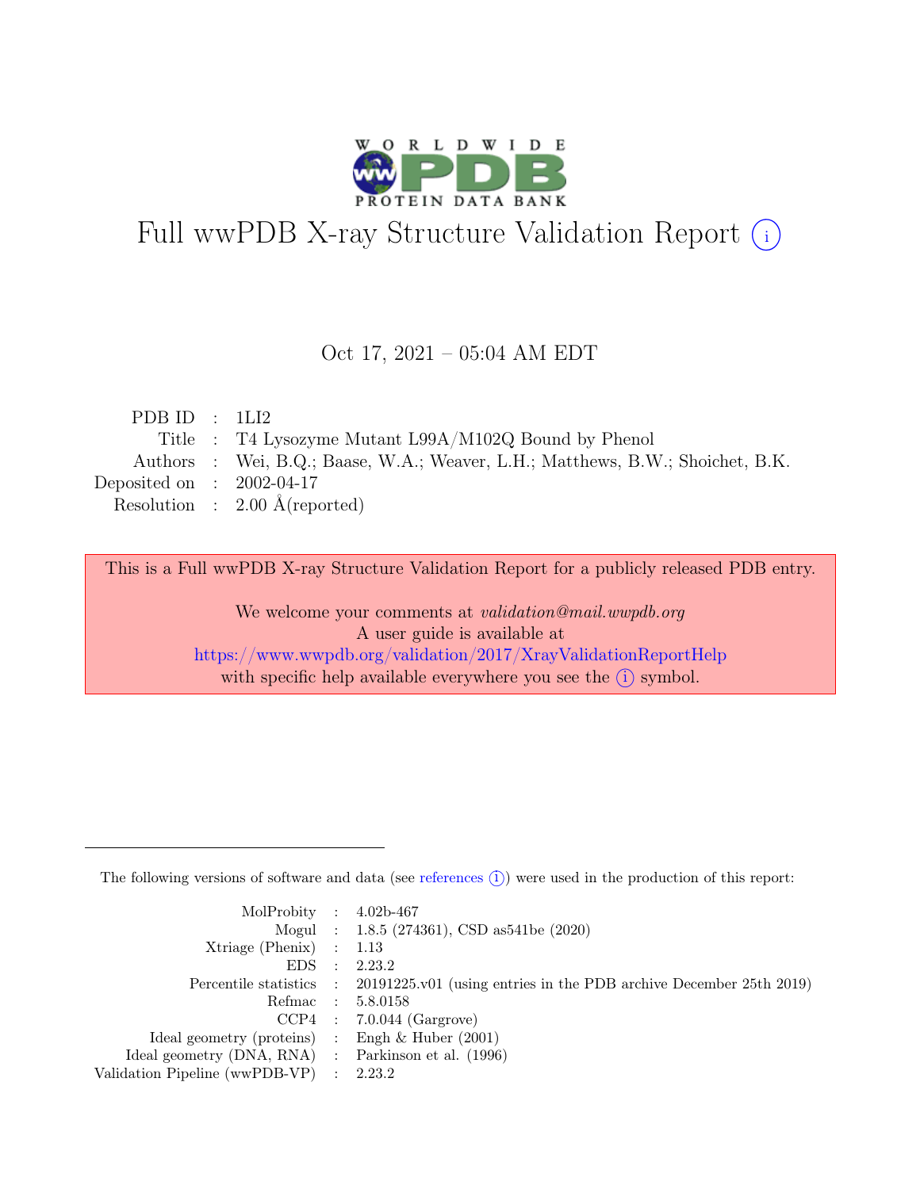# Full wwPDB X-ray Structure Validation Report (i)

Oct 17, 2021 – 05:04 AM EDT

| | | |
|---|---|---|
| PDB ID | : | 1LI2 |
| Title | : | T4 Lysozyme Mutant L99A/M102Q Bound by Phenol |
| Authors | : | Wei, B.Q.; Baase, W.A.; Weaver, L.H.; Matthews, B.W.; Shoichet, B.K. |
| Deposited on | : | 2002-04-17 |
| Resolution | : | 2.00 Å(reported) |

This is a Full wwPDB X-ray Structure Validation Report for a publicly released PDB entry.

We welcome your comments at *validation@mail.wwpdb.org*
A user guide is available at
https://www.wwpdb.org/validation/2017/XrayValidationReportHelp
with specific help available everywhere you see the (i) symbol.

---

The following versions of software and data (see references (i)) were used in the production of this report:

| | | |
|---|---|---|
| MolProbity | : | 4.02b-467 |
| Mogul | : | 1.8.5 (274361), CSD as541be (2020) |
| Xtriage (Phenix) | : | 1.13 |
| EDS | : | 2.23.2 |
| Percentile statistics | : | 20191225.v01 (using entries in the PDB archive December 25th 2019) |
| Refmac | : | 5.8.0158 |
| CCP4 | : | 7.0.044 (Gargrove) |
| Ideal geometry (proteins) | : | Engh & Huber (2001) |
| Ideal geometry (DNA, RNA) | : | Parkinson et al. (1996) |
| Validation Pipeline (wwPDB-VP) | : | 2.23.2 |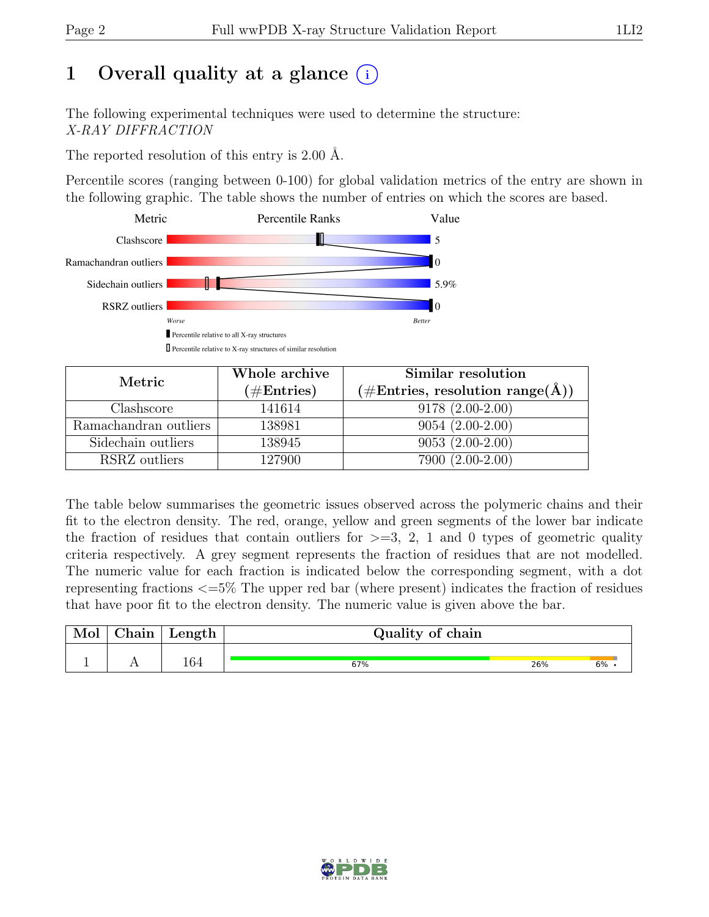# 1 Overall quality at a glance

The following experimental techniques were used to determine the structure:
*X-RAY DIFFRACTION*

The reported resolution of this entry is 2.00 Å.

Percentile scores (ranging between 0-100) for global validation metrics of the entry are shown in the following graphic. The table shows the number of entries on which the scores are based.

| Metric | Value |
|---|---|
| Clashscore | 5 |
| Ramachandran outliers | 0 |
| Sidechain outliers | 5.9% |
| RSRZ outliers | 0 |

Worse — Better

Percentile relative to all X-ray structures

Percentile relative to X-ray structures of similar resolution

| Metric | Whole archive (#Entries) | Similar resolution (#Entries, resolution range(Å)) |
|---|---|---|
| Clashscore | 141614 | 9178 (2.00-2.00) |
| Ramachandran outliers | 138981 | 9054 (2.00-2.00) |
| Sidechain outliers | 138945 | 9053 (2.00-2.00) |
| RSRZ outliers | 127900 | 7900 (2.00-2.00) |

The table below summarises the geometric issues observed across the polymeric chains and their fit to the electron density. The red, orange, yellow and green segments of the lower bar indicate the fraction of residues that contain outliers for >=3, 2, 1 and 0 types of geometric quality criteria respectively. A grey segment represents the fraction of residues that are not modelled. The numeric value for each fraction is indicated below the corresponding segment, with a dot representing fractions <=5% The upper red bar (where present) indicates the fraction of residues that have poor fit to the electron density. The numeric value is given above the bar.

| Mol | Chain | Length | Quality of chain |
|---|---|---|---|
| 1 | A | 164 | 67% 26% 6% • |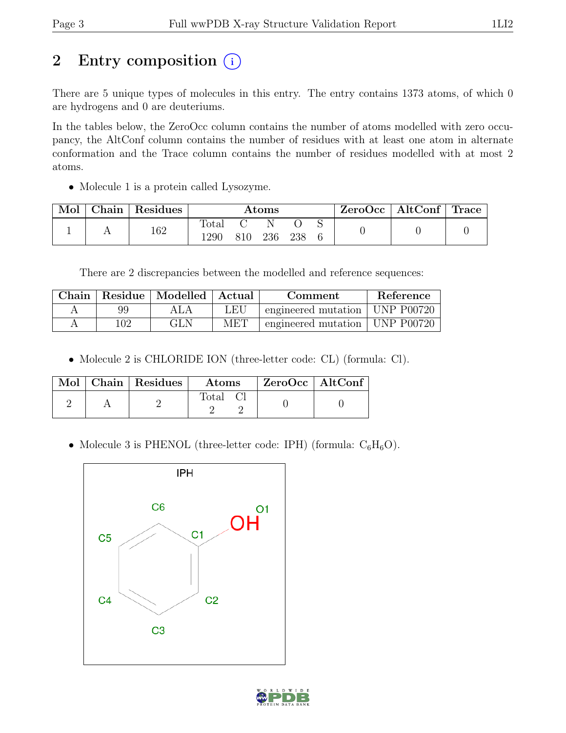# 2 Entry composition (i)

There are 5 unique types of molecules in this entry. The entry contains 1373 atoms, of which 0 are hydrogens and 0 are deuteriums.

In the tables below, the ZeroOcc column contains the number of atoms modelled with zero occupancy, the AltConf column contains the number of residues with at least one atom in alternate conformation and the Trace column contains the number of residues modelled with at most 2 atoms.

- Molecule 1 is a protein called Lysozyme.

| Mol | Chain | Residues | Atoms | | | | | ZeroOcc | AltConf | Trace |
|---|---|---|---|---|---|---|---|---|---|---|
| | | | Total | C | N | O | S | | | |
| 1 | A | 162 | 1290 | 810 | 236 | 238 | 6 | 0 | 0 | 0 |

There are 2 discrepancies between the modelled and reference sequences:

| Chain | Residue | Modelled | Actual | Comment | Reference |
|---|---|---|---|---|---|
| A | 99 | ALA | LEU | engineered mutation | UNP P00720 |
| A | 102 | GLN | MET | engineered mutation | UNP P00720 |

- Molecule 2 is CHLORIDE ION (three-letter code: CL) (formula: Cl).

| Mol | Chain | Residues | Atoms | | ZeroOcc | AltConf |
|---|---|---|---|---|---|---|
| | | | Total | Cl | | |
| 2 | A | 2 | 2 | 2 | 0 | 0 |

- Molecule 3 is PHENOL (three-letter code: IPH) (formula: $C_6H_6O$).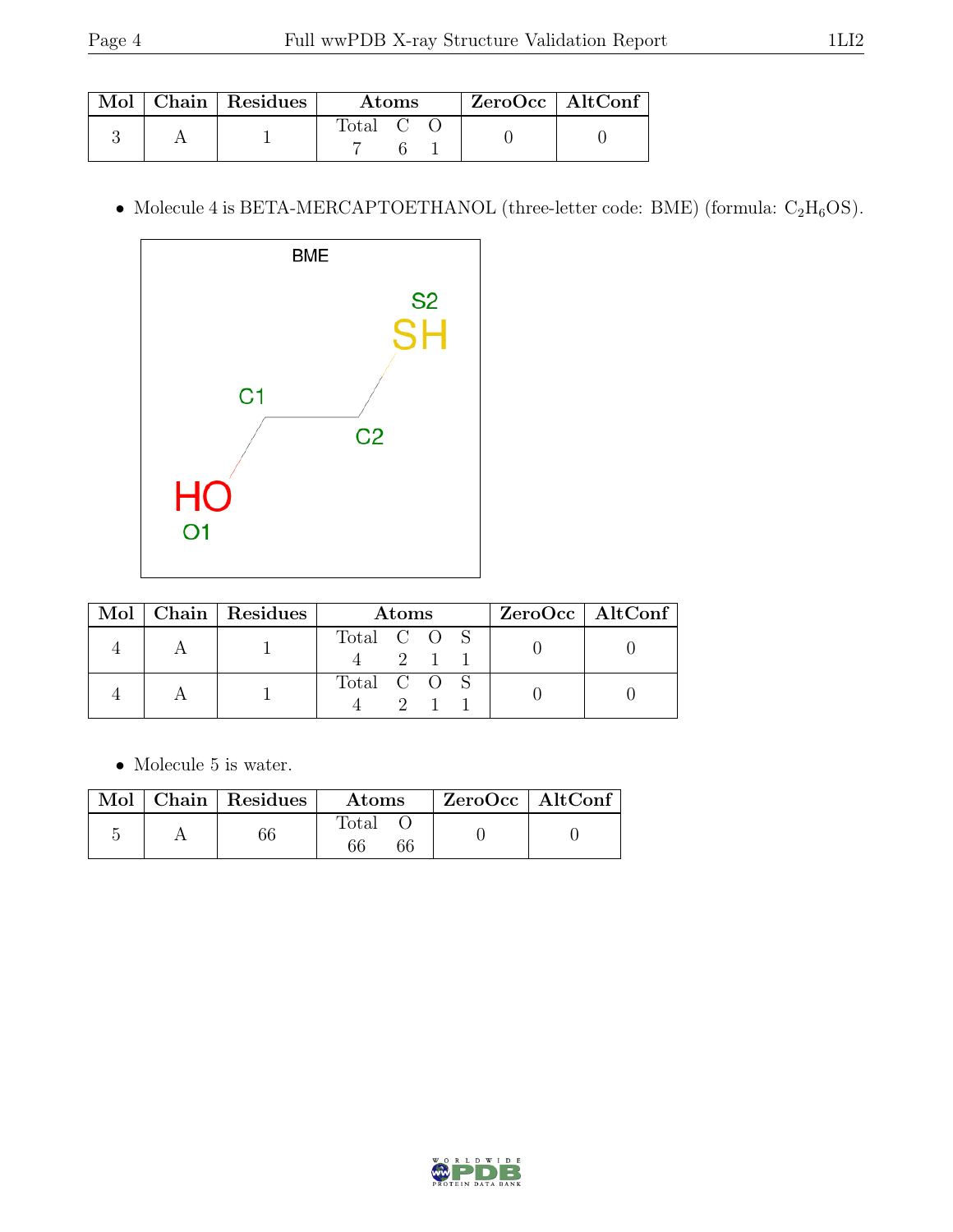| Mol | Chain | Residues | Atoms | | | ZeroOcc | AltConf |
|---|---|---|---|---|---|---|---|
| | | | Total | C | O | | |
| 3 | A | 1 | 7 | 6 | 1 | 0 | 0 |

- Molecule 4 is BETA-MERCAPTOETHANOL (three-letter code: BME) (formula: $C_2H_6OS$).

| Mol | Chain | Residues | Atoms | | | | ZeroOcc | AltConf |
|---|---|---|---|---|---|---|---|---|
| | | | Total | C | O | S | | |
| 4 | A | 1 | 4 | 2 | 1 | 1 | 0 | 0 |
| 4 | A | 1 | 4 | 2 | 1 | 1 | 0 | 0 |

- Molecule 5 is water.

| Mol | Chain | Residues | Atoms | | ZeroOcc | AltConf |
|---|---|---|---|---|---|---|
| | | | Total | O | | |
| 5 | A | 66 | 66 | 66 | 0 | 0 |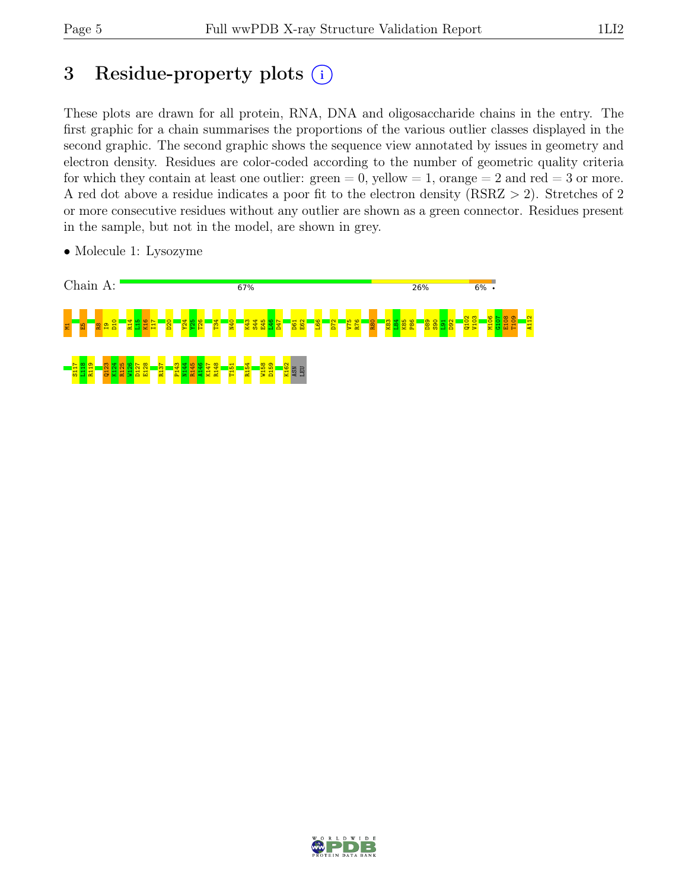## 3 Residue-property plots

These plots are drawn for all protein, RNA, DNA and oligosaccharide chains in the entry. The first graphic for a chain summarises the proportions of the various outlier classes displayed in the second graphic. The second graphic shows the sequence view annotated by issues in geometry and electron density. Residues are color-coded according to the number of geometric quality criteria for which they contain at least one outlier: green = 0, yellow = 1, orange = 2 and red = 3 or more. A red dot above a residue indicates a poor fit to the electron density (RSRZ > 2). Stretches of 2 or more consecutive residues without any outlier are shown as a green connector. Residues present in the sample, but not in the model, are shown in grey.

- Molecule 1: Lysozyme

Chain A: 67% 26% 6% •

M1 E5 R8 I9 D10 R14 L15 K16 I17 D20 Y24 Y25 T26 T34 N40 K43 S44 E45 L46 D47 D61 E62 L66 D72 V75 R76 R80 K83 L84 K85 P86 D89 S90 L91 D92 Q102 V103 M106 G107 E108 T109 A112

S117 L118 R119 Q123 K124 R125 W126 D127 E128 R137 P143 N144 R145 A146 K147 R148 T151 R154 W158 D159 K162 ASN LEU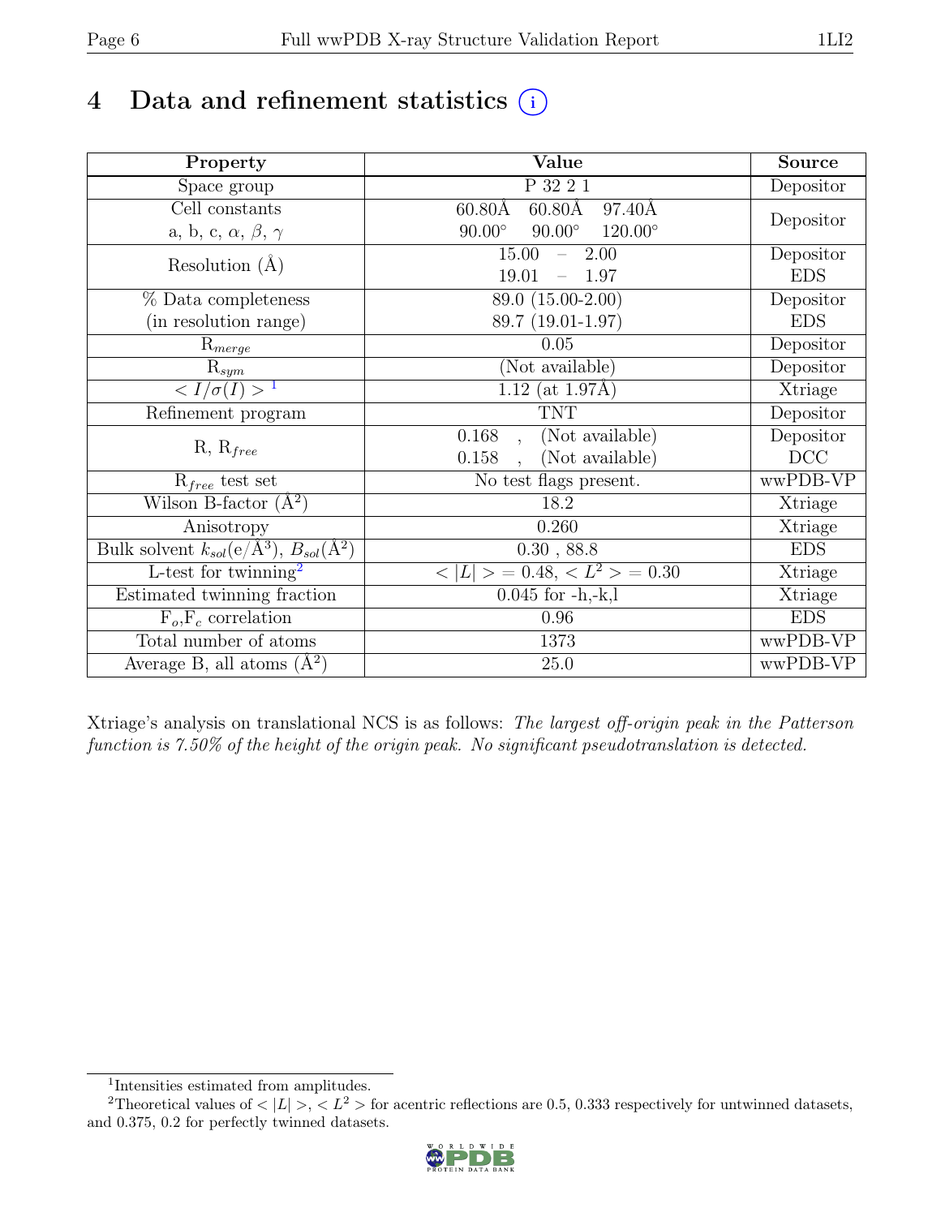# 4 Data and refinement statistics

| Property | Value | Source |
|---|---|---|
| Space group | P 32 2 1 | Depositor |
| Cell constants<br>a, b, c, $\alpha$, $\beta$, $\gamma$ | 60.80Å 60.80Å 97.40Å<br>90.00° 90.00° 120.00° | Depositor |
| Resolution (Å) | 15.00 – 2.00<br>19.01 – 1.97 | Depositor<br>EDS |
| % Data completeness<br>(in resolution range) | 89.0 (15.00-2.00)<br>89.7 (19.01-1.97) | Depositor<br>EDS |
| $R_{merge}$ | 0.05 | Depositor |
| $R_{sym}$ | (Not available) | Depositor |
| $< I/\sigma(I) >$ [1] | 1.12 (at 1.97Å) | Xtriage |
| Refinement program | TNT | Depositor |
| R, $R_{free}$ | 0.168 , (Not available)<br>0.158 , (Not available) | Depositor<br>DCC |
| $R_{free}$ test set | No test flags present. | wwPDB-VP |
| Wilson B-factor (Å$^2$) | 18.2 | Xtriage |
| Anisotropy | 0.260 | Xtriage |
| Bulk solvent $k_{sol}$(e/Å$^3$), $B_{sol}$(Å$^2$) | 0.30 , 88.8 | EDS |
| L-test for twinning[2] | $< \|L\| >$ = 0.48, $< L^2 >$ = 0.30 | Xtriage |
| Estimated twinning fraction | 0.045 for -h,-k,l | Xtriage |
| $F_o$,$F_c$ correlation | 0.96 | EDS |
| Total number of atoms | 1373 | wwPDB-VP |
| Average B, all atoms (Å$^2$) | 25.0 | wwPDB-VP |

Xtriage's analysis on translational NCS is as follows: *The largest off-origin peak in the Patterson function is 7.50% of the height of the origin peak. No significant pseudotranslation is detected.*

[1] Intensities estimated from amplitudes.

[2] Theoretical values of $< |L| >$, $< L^2 >$ for acentric reflections are 0.5, 0.333 respectively for untwinned datasets, and 0.375, 0.2 for perfectly twinned datasets.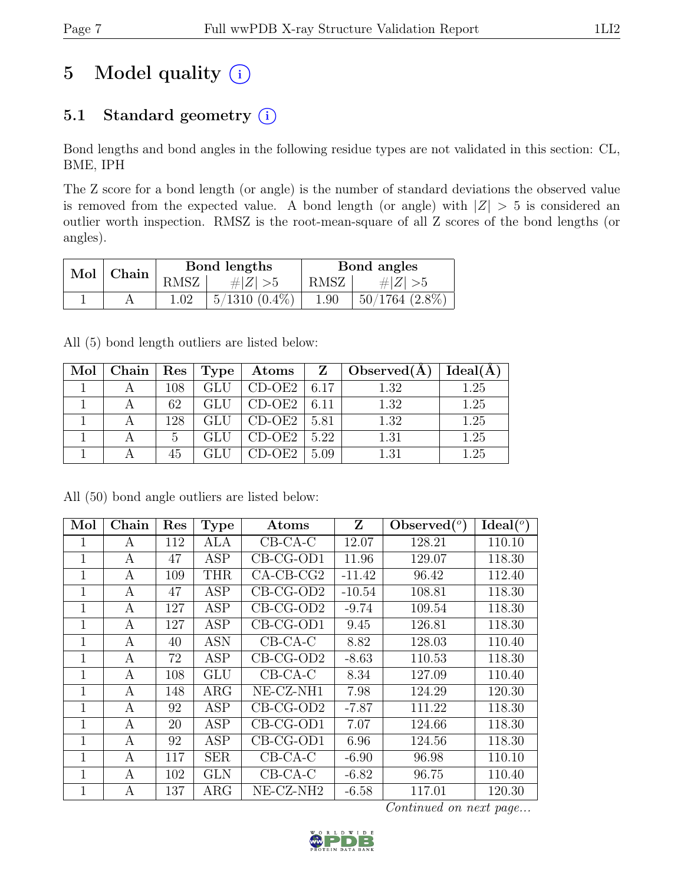# 5 Model quality (i)

## 5.1 Standard geometry (i)

Bond lengths and bond angles in the following residue types are not validated in this section: CL, BME, IPH

The Z score for a bond length (or angle) is the number of standard deviations the observed value is removed from the expected value. A bond length (or angle) with $|Z| > 5$ is considered an outlier worth inspection. RMSZ is the root-mean-square of all Z scores of the bond lengths (or angles).

| Mol | Chain | Bond lengths | | Bond angles | |
|---|---|---|---|---|---|
| | | RMSZ | $\#\|Z\| > 5$ | RMSZ | $\#\|Z\| > 5$ |
| 1 | A | 1.02 | 5/1310 (0.4%) | 1.90 | 50/1764 (2.8%) |

All (5) bond length outliers are listed below:

| Mol | Chain | Res | Type | Atoms | Z | Observed(Å) | Ideal(Å) |
|---|---|---|---|---|---|---|---|
| 1 | A | 108 | GLU | CD-OE2 | 6.17 | 1.32 | 1.25 |
| 1 | A | 62 | GLU | CD-OE2 | 6.11 | 1.32 | 1.25 |
| 1 | A | 128 | GLU | CD-OE2 | 5.81 | 1.32 | 1.25 |
| 1 | A | 5 | GLU | CD-OE2 | 5.22 | 1.31 | 1.25 |
| 1 | A | 45 | GLU | CD-OE2 | 5.09 | 1.31 | 1.25 |

All (50) bond angle outliers are listed below:

| Mol | Chain | Res | Type | Atoms | Z | Observed($^o$) | Ideal($^o$) |
|---|---|---|---|---|---|---|---|
| 1 | A | 112 | ALA | CB-CA-C | 12.07 | 128.21 | 110.10 |
| 1 | A | 47 | ASP | CB-CG-OD1 | 11.96 | 129.07 | 118.30 |
| 1 | A | 109 | THR | CA-CB-CG2 | -11.42 | 96.42 | 112.40 |
| 1 | A | 47 | ASP | CB-CG-OD2 | -10.54 | 108.81 | 118.30 |
| 1 | A | 127 | ASP | CB-CG-OD2 | -9.74 | 109.54 | 118.30 |
| 1 | A | 127 | ASP | CB-CG-OD1 | 9.45 | 126.81 | 118.30 |
| 1 | A | 40 | ASN | CB-CA-C | 8.82 | 128.03 | 110.40 |
| 1 | A | 72 | ASP | CB-CG-OD2 | -8.63 | 110.53 | 118.30 |
| 1 | A | 108 | GLU | CB-CA-C | 8.34 | 127.09 | 110.40 |
| 1 | A | 148 | ARG | NE-CZ-NH1 | 7.98 | 124.29 | 120.30 |
| 1 | A | 92 | ASP | CB-CG-OD2 | -7.87 | 111.22 | 118.30 |
| 1 | A | 20 | ASP | CB-CG-OD1 | 7.07 | 124.66 | 118.30 |
| 1 | A | 92 | ASP | CB-CG-OD1 | 6.96 | 124.56 | 118.30 |
| 1 | A | 117 | SER | CB-CA-C | -6.90 | 96.98 | 110.10 |
| 1 | A | 102 | GLN | CB-CA-C | -6.82 | 96.75 | 110.40 |
| 1 | A | 137 | ARG | NE-CZ-NH2 | -6.58 | 117.01 | 120.30 |

*Continued on next page...*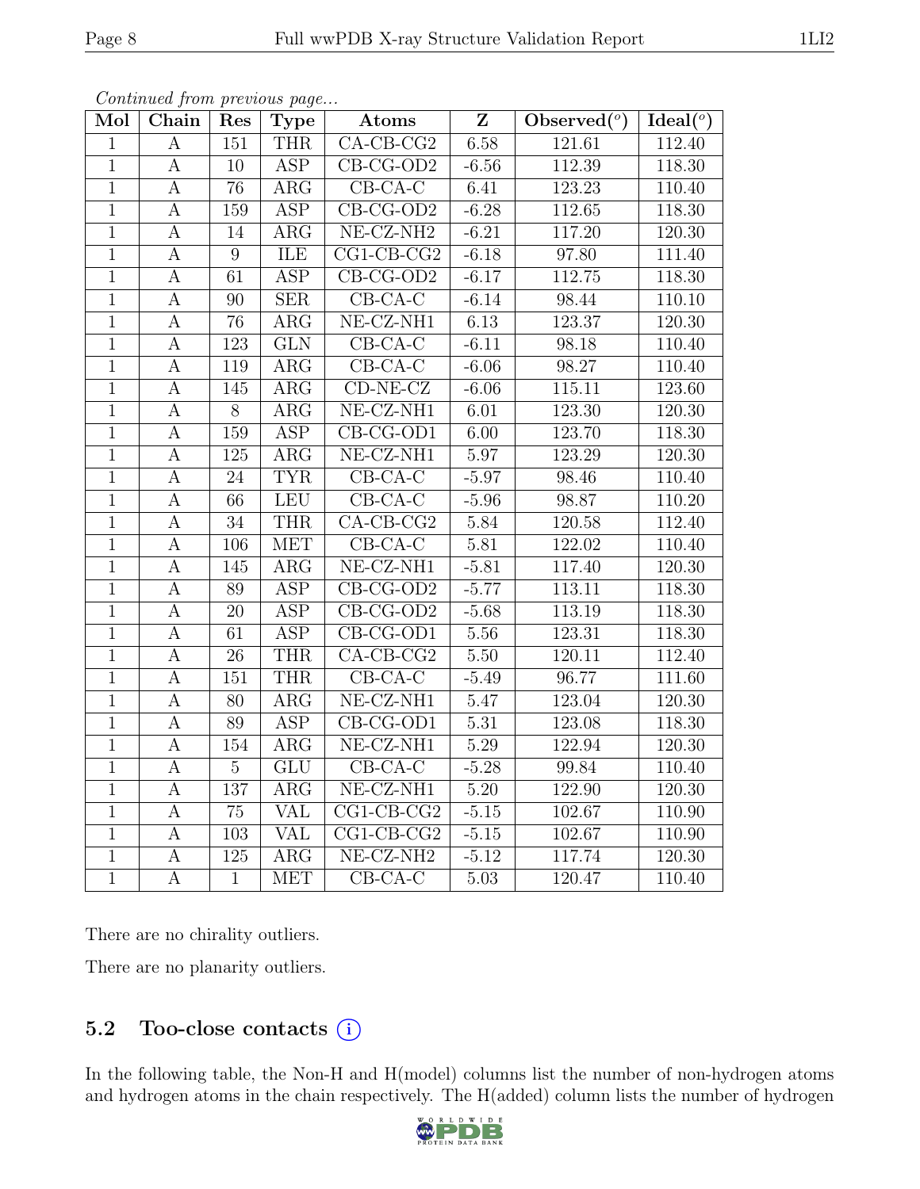*Continued from previous page...*

| Mol | Chain | Res | Type | Atoms | Z | Observed(°) | Ideal(°) |
|---|---|---|---|---|---|---|---|
| 1 | A | 151 | THR | CA-CB-CG2 | 6.58 | 121.61 | 112.40 |
| 1 | A | 10 | ASP | CB-CG-OD2 | -6.56 | 112.39 | 118.30 |
| 1 | A | 76 | ARG | CB-CA-C | 6.41 | 123.23 | 110.40 |
| 1 | A | 159 | ASP | CB-CG-OD2 | -6.28 | 112.65 | 118.30 |
| 1 | A | 14 | ARG | NE-CZ-NH2 | -6.21 | 117.20 | 120.30 |
| 1 | A | 9 | ILE | CG1-CB-CG2 | -6.18 | 97.80 | 111.40 |
| 1 | A | 61 | ASP | CB-CG-OD2 | -6.17 | 112.75 | 118.30 |
| 1 | A | 90 | SER | CB-CA-C | -6.14 | 98.44 | 110.10 |
| 1 | A | 76 | ARG | NE-CZ-NH1 | 6.13 | 123.37 | 120.30 |
| 1 | A | 123 | GLN | CB-CA-C | -6.11 | 98.18 | 110.40 |
| 1 | A | 119 | ARG | CB-CA-C | -6.06 | 98.27 | 110.40 |
| 1 | A | 145 | ARG | CD-NE-CZ | -6.06 | 115.11 | 123.60 |
| 1 | A | 8 | ARG | NE-CZ-NH1 | 6.01 | 123.30 | 120.30 |
| 1 | A | 159 | ASP | CB-CG-OD1 | 6.00 | 123.70 | 118.30 |
| 1 | A | 125 | ARG | NE-CZ-NH1 | 5.97 | 123.29 | 120.30 |
| 1 | A | 24 | TYR | CB-CA-C | -5.97 | 98.46 | 110.40 |
| 1 | A | 66 | LEU | CB-CA-C | -5.96 | 98.87 | 110.20 |
| 1 | A | 34 | THR | CA-CB-CG2 | 5.84 | 120.58 | 112.40 |
| 1 | A | 106 | MET | CB-CA-C | 5.81 | 122.02 | 110.40 |
| 1 | A | 145 | ARG | NE-CZ-NH1 | -5.81 | 117.40 | 120.30 |
| 1 | A | 89 | ASP | CB-CG-OD2 | -5.77 | 113.11 | 118.30 |
| 1 | A | 20 | ASP | CB-CG-OD2 | -5.68 | 113.19 | 118.30 |
| 1 | A | 61 | ASP | CB-CG-OD1 | 5.56 | 123.31 | 118.30 |
| 1 | A | 26 | THR | CA-CB-CG2 | 5.50 | 120.11 | 112.40 |
| 1 | A | 151 | THR | CB-CA-C | -5.49 | 96.77 | 111.60 |
| 1 | A | 80 | ARG | NE-CZ-NH1 | 5.47 | 123.04 | 120.30 |
| 1 | A | 89 | ASP | CB-CG-OD1 | 5.31 | 123.08 | 118.30 |
| 1 | A | 154 | ARG | NE-CZ-NH1 | 5.29 | 122.94 | 120.30 |
| 1 | A | 5 | GLU | CB-CA-C | -5.28 | 99.84 | 110.40 |
| 1 | A | 137 | ARG | NE-CZ-NH1 | 5.20 | 122.90 | 120.30 |
| 1 | A | 75 | VAL | CG1-CB-CG2 | -5.15 | 102.67 | 110.90 |
| 1 | A | 103 | VAL | CG1-CB-CG2 | -5.15 | 102.67 | 110.90 |
| 1 | A | 125 | ARG | NE-CZ-NH2 | -5.12 | 117.74 | 120.30 |
| 1 | A | 1 | MET | CB-CA-C | 5.03 | 120.47 | 110.40 |

There are no chirality outliers.

There are no planarity outliers.

## 5.2 Too-close contacts (i)

In the following table, the Non-H and H(model) columns list the number of non-hydrogen atoms and hydrogen atoms in the chain respectively. The H(added) column lists the number of hydrogen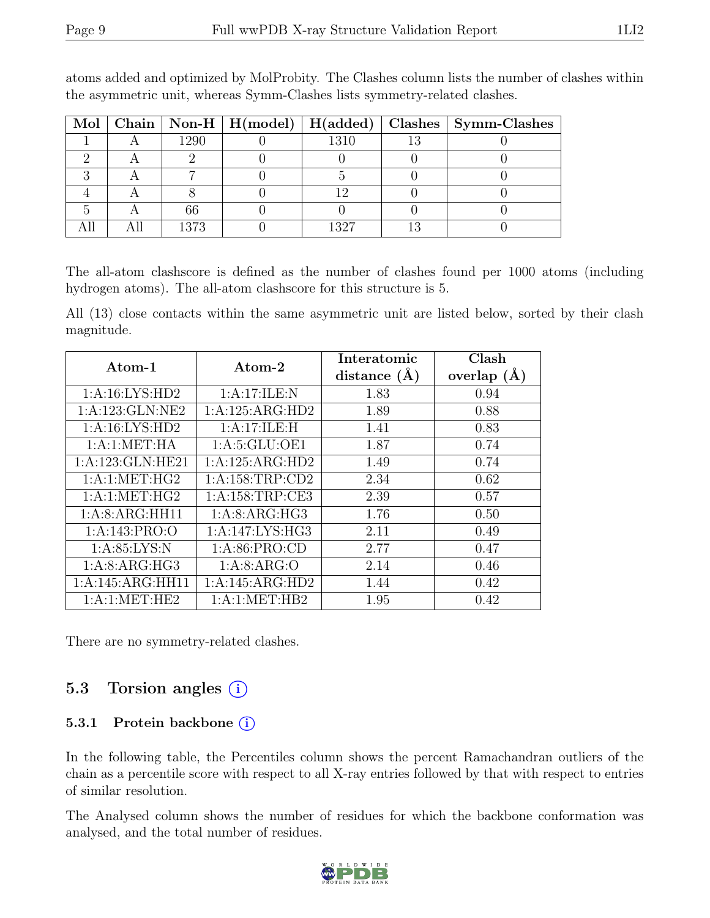atoms added and optimized by MolProbity. The Clashes column lists the number of clashes within the asymmetric unit, whereas Symm-Clashes lists symmetry-related clashes.

| Mol | Chain | Non-H | H(model) | H(added) | Clashes | Symm-Clashes |
|---|---|---|---|---|---|---|
| 1 | A | 1290 | 0 | 1310 | 13 | 0 |
| 2 | A | 2 | 0 | 0 | 0 | 0 |
| 3 | A | 7 | 0 | 5 | 0 | 0 |
| 4 | A | 8 | 0 | 12 | 0 | 0 |
| 5 | A | 66 | 0 | 0 | 0 | 0 |
| All | All | 1373 | 0 | 1327 | 13 | 0 |

The all-atom clashscore is defined as the number of clashes found per 1000 atoms (including hydrogen atoms). The all-atom clashscore for this structure is 5.

All (13) close contacts within the same asymmetric unit are listed below, sorted by their clash magnitude.

| Atom-1 | Atom-2 | Interatomic distance (Å) | Clash overlap (Å) |
|---|---|---|---|
| 1:A:16:LYS:HD2 | 1:A:17:ILE:N | 1.83 | 0.94 |
| 1:A:123:GLN:NE2 | 1:A:125:ARG:HD2 | 1.89 | 0.88 |
| 1:A:16:LYS:HD2 | 1:A:17:ILE:H | 1.41 | 0.83 |
| 1:A:1:MET:HA | 1:A:5:GLU:OE1 | 1.87 | 0.74 |
| 1:A:123:GLN:HE21 | 1:A:125:ARG:HD2 | 1.49 | 0.74 |
| 1:A:1:MET:HG2 | 1:A:158:TRP:CD2 | 2.34 | 0.62 |
| 1:A:1:MET:HG2 | 1:A:158:TRP:CE3 | 2.39 | 0.57 |
| 1:A:8:ARG:HH11 | 1:A:8:ARG:HG3 | 1.76 | 0.50 |
| 1:A:143:PRO:O | 1:A:147:LYS:HG3 | 2.11 | 0.49 |
| 1:A:85:LYS:N | 1:A:86:PRO:CD | 2.77 | 0.47 |
| 1:A:8:ARG:HG3 | 1:A:8:ARG:O | 2.14 | 0.46 |
| 1:A:145:ARG:HH11 | 1:A:145:ARG:HD2 | 1.44 | 0.42 |
| 1:A:1:MET:HE2 | 1:A:1:MET:HB2 | 1.95 | 0.42 |

There are no symmetry-related clashes.

## 5.3 Torsion angles

### 5.3.1 Protein backbone

In the following table, the Percentiles column shows the percent Ramachandran outliers of the chain as a percentile score with respect to all X-ray entries followed by that with respect to entries of similar resolution.

The Analysed column shows the number of residues for which the backbone conformation was analysed, and the total number of residues.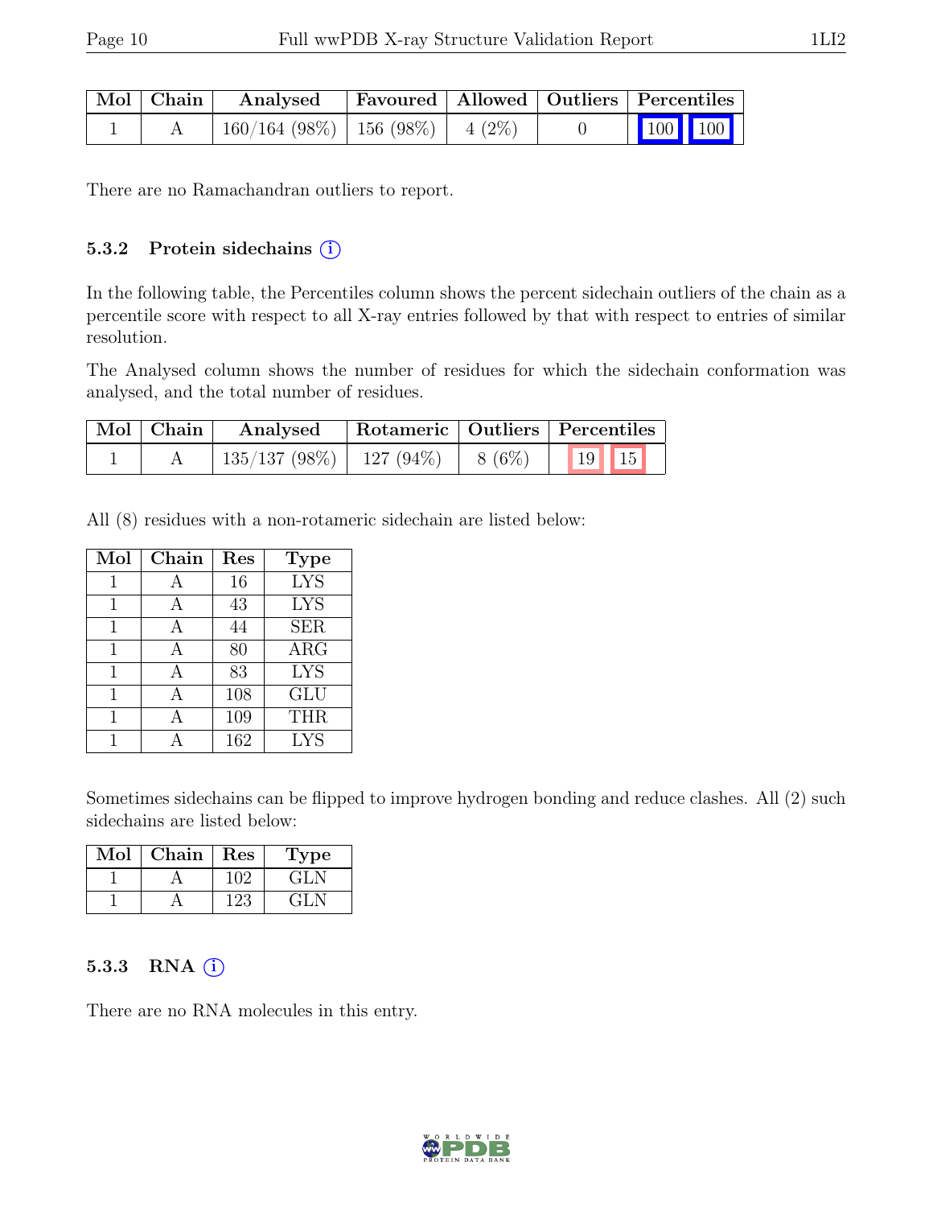| Mol | Chain | Analysed | Favoured | Allowed | Outliers | Percentiles | |
|---|---|---|---|---|---|---|---|
| 1 | A | 160/164 (98%) | 156 (98%) | 4 (2%) | 0 | 100 | 100 |

There are no Ramachandran outliers to report.

### 5.3.2 Protein sidechains (i)

In the following table, the Percentiles column shows the percent sidechain outliers of the chain as a percentile score with respect to all X-ray entries followed by that with respect to entries of similar resolution.

The Analysed column shows the number of residues for which the sidechain conformation was analysed, and the total number of residues.

| Mol | Chain | Analysed | Rotameric | Outliers | Percentiles | |
|---|---|---|---|---|---|---|
| 1 | A | 135/137 (98%) | 127 (94%) | 8 (6%) | 19 | 15 |

All (8) residues with a non-rotameric sidechain are listed below:

| Mol | Chain | Res | Type |
|---|---|---|---|
| 1 | A | 16 | LYS |
| 1 | A | 43 | LYS |
| 1 | A | 44 | SER |
| 1 | A | 80 | ARG |
| 1 | A | 83 | LYS |
| 1 | A | 108 | GLU |
| 1 | A | 109 | THR |
| 1 | A | 162 | LYS |

Sometimes sidechains can be flipped to improve hydrogen bonding and reduce clashes. All (2) such sidechains are listed below:

| Mol | Chain | Res | Type |
|---|---|---|---|
| 1 | A | 102 | GLN |
| 1 | A | 123 | GLN |

### 5.3.3 RNA (i)

There are no RNA molecules in this entry.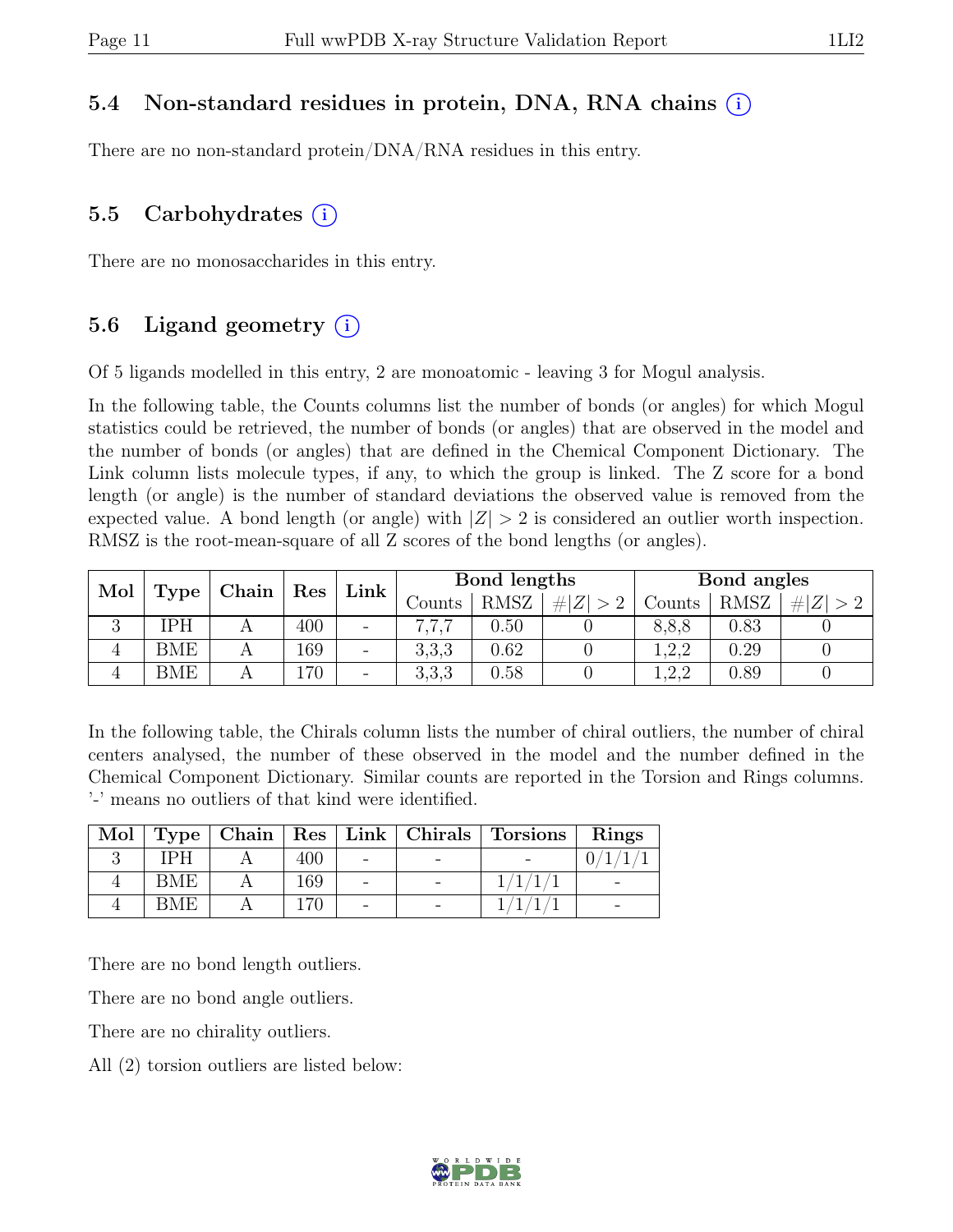### 5.4 Non-standard residues in protein, DNA, RNA chains (i)

There are no non-standard protein/DNA/RNA residues in this entry.

### 5.5 Carbohydrates (i)

There are no monosaccharides in this entry.

### 5.6 Ligand geometry (i)

Of 5 ligands modelled in this entry, 2 are monoatomic - leaving 3 for Mogul analysis.

In the following table, the Counts columns list the number of bonds (or angles) for which Mogul statistics could be retrieved, the number of bonds (or angles) that are observed in the model and the number of bonds (or angles) that are defined in the Chemical Component Dictionary. The Link column lists molecule types, if any, to which the group is linked. The Z score for a bond length (or angle) is the number of standard deviations the observed value is removed from the expected value. A bond length (or angle) with $|Z| > 2$ is considered an outlier worth inspection. RMSZ is the root-mean-square of all Z scores of the bond lengths (or angles).

| Mol | Type | Chain | Res | Link | Bond lengths | | | Bond angles | | |
|---|---|---|---|---|---|---|---|---|---|---|
| | | | | | Counts | RMSZ | $\#\|Z\| > 2$ | Counts | RMSZ | $\#\|Z\| > 2$ |
| 3 | IPH | A | 400 | - | 7,7,7 | 0.50 | 0 | 8,8,8 | 0.83 | 0 |
| 4 | BME | A | 169 | - | 3,3,3 | 0.62 | 0 | 1,2,2 | 0.29 | 0 |
| 4 | BME | A | 170 | - | 3,3,3 | 0.58 | 0 | 1,2,2 | 0.89 | 0 |

In the following table, the Chirals column lists the number of chiral outliers, the number of chiral centers analysed, the number of these observed in the model and the number defined in the Chemical Component Dictionary. Similar counts are reported in the Torsion and Rings columns. '-' means no outliers of that kind were identified.

| Mol | Type | Chain | Res | Link | Chirals | Torsions | Rings |
|---|---|---|---|---|---|---|---|
| 3 | IPH | A | 400 | - | - | - | 0/1/1/1 |
| 4 | BME | A | 169 | - | - | 1/1/1/1 | - |
| 4 | BME | A | 170 | - | - | 1/1/1/1 | - |

There are no bond length outliers.

There are no bond angle outliers.

There are no chirality outliers.

All (2) torsion outliers are listed below: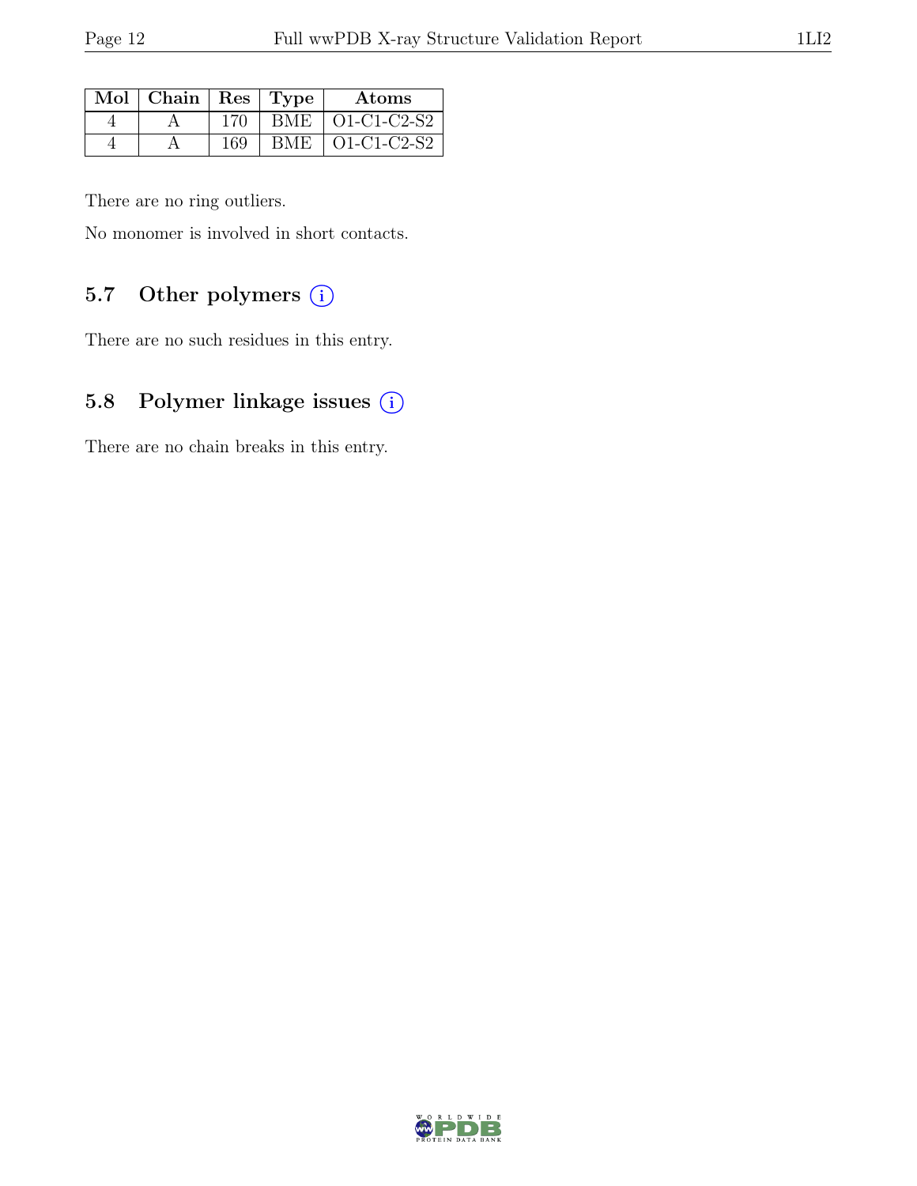| Mol | Chain | Res | Type | Atoms |
|---|---|---|---|---|
| 4 | A | 170 | BME | O1-C1-C2-S2 |
| 4 | A | 169 | BME | O1-C1-C2-S2 |

There are no ring outliers.

No monomer is involved in short contacts.

## 5.7 Other polymers (i)

There are no such residues in this entry.

## 5.8 Polymer linkage issues (i)

There are no chain breaks in this entry.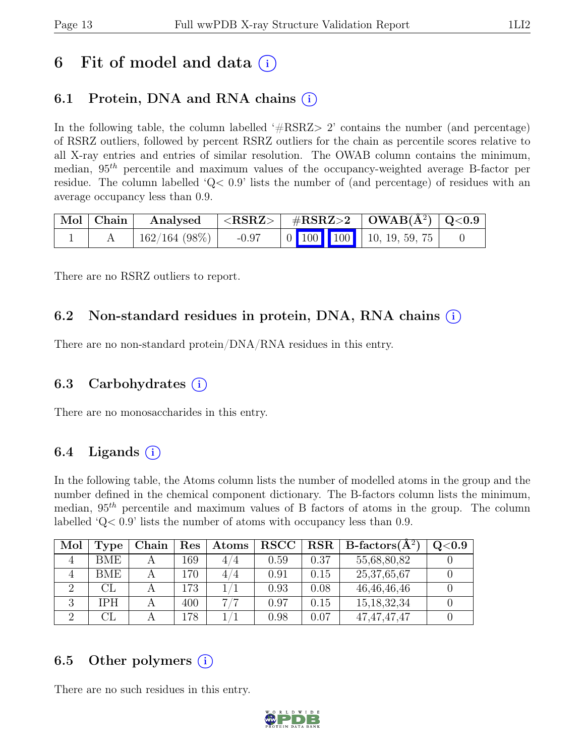# 6 Fit of model and data (i)

## 6.1 Protein, DNA and RNA chains (i)

In the following table, the column labelled '#RSRZ> 2' contains the number (and percentage) of RSRZ outliers, followed by percent RSRZ outliers for the chain as percentile scores relative to all X-ray entries and entries of similar resolution. The OWAB column contains the minimum, median, $95^{th}$ percentile and maximum values of the occupancy-weighted average B-factor per residue. The column labelled 'Q< 0.9' lists the number of (and percentage) of residues with an average occupancy less than 0.9.

| Mol | Chain | Analysed | <RSRZ> | #RSRZ>2 | OWAB(Å$^2$) | Q<0.9 |
|---|---|---|---|---|---|---|
| 1 | A | 162/164 (98%) | -0.97 | 0 100 100 | 10, 19, 59, 75 | 0 |

There are no RSRZ outliers to report.

## 6.2 Non-standard residues in protein, DNA, RNA chains (i)

There are no non-standard protein/DNA/RNA residues in this entry.

## 6.3 Carbohydrates (i)

There are no monosaccharides in this entry.

## 6.4 Ligands (i)

In the following table, the Atoms column lists the number of modelled atoms in the group and the number defined in the chemical component dictionary. The B-factors column lists the minimum, median, $95^{th}$ percentile and maximum values of B factors of atoms in the group. The column labelled 'Q< 0.9' lists the number of atoms with occupancy less than 0.9.

| Mol | Type | Chain | Res | Atoms | RSCC | RSR | B-factors(Å$^2$) | Q<0.9 |
|---|---|---|---|---|---|---|---|---|
| 4 | BME | A | 169 | 4/4 | 0.59 | 0.37 | 55,68,80,82 | 0 |
| 4 | BME | A | 170 | 4/4 | 0.91 | 0.15 | 25,37,65,67 | 0 |
| 2 | CL | A | 173 | 1/1 | 0.93 | 0.08 | 46,46,46,46 | 0 |
| 3 | IPH | A | 400 | 7/7 | 0.97 | 0.15 | 15,18,32,34 | 0 |
| 2 | CL | A | 178 | 1/1 | 0.98 | 0.07 | 47,47,47,47 | 0 |

## 6.5 Other polymers (i)

There are no such residues in this entry.